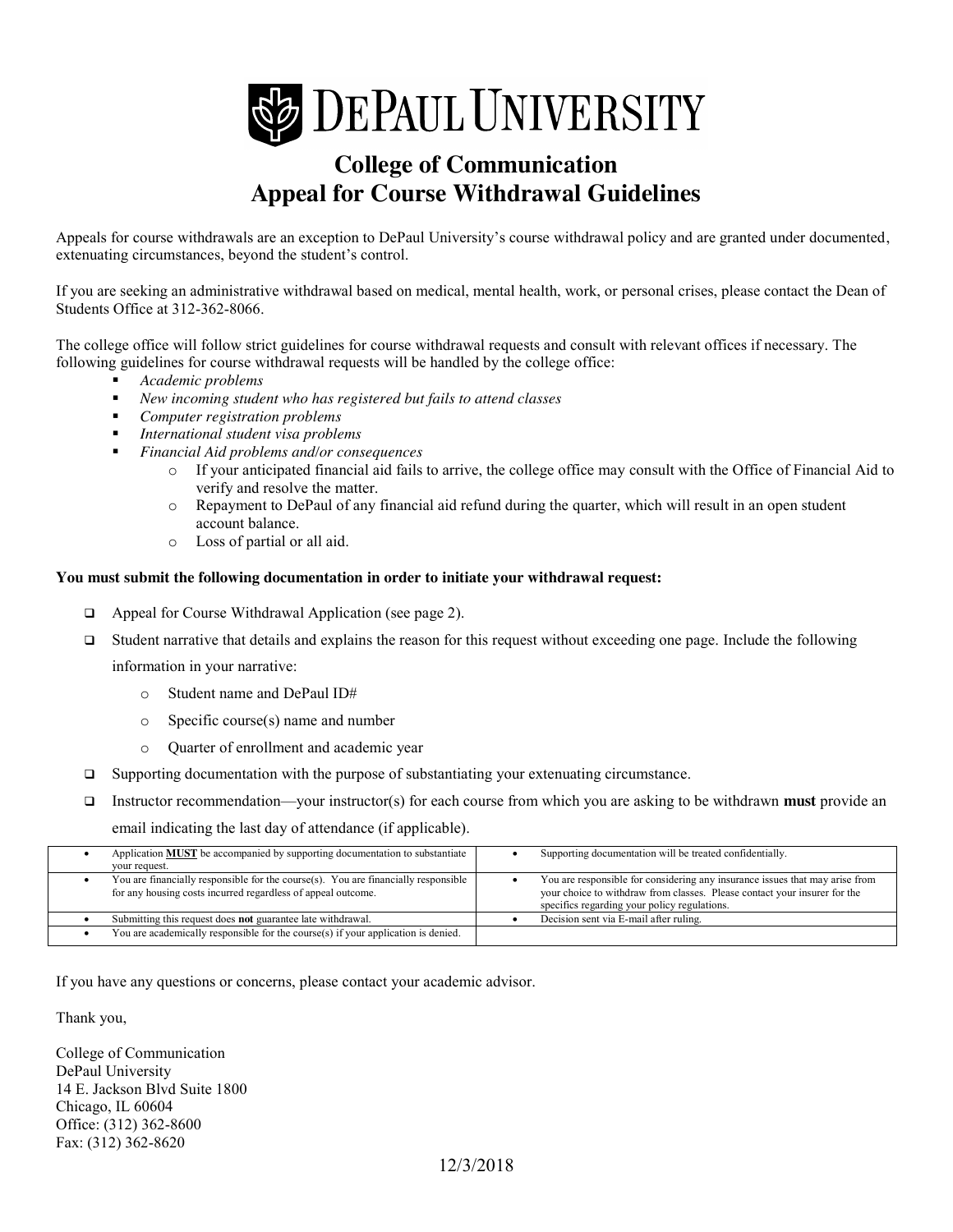# DePaul University

## College of Communication
## Appeal for Course Withdrawal Guidelines

Appeals for course withdrawals are an exception to DePaul University's course withdrawal policy and are granted under documented, extenuating circumstances, beyond the student's control.

If you are seeking an administrative withdrawal based on medical, mental health, work, or personal crises, please contact the Dean of Students Office at 312-362-8066.

The college office will follow strict guidelines for course withdrawal requests and consult with relevant offices if necessary. The following guidelines for course withdrawal requests will be handled by the college office:

- *Academic problems*
- *New incoming student who has registered but fails to attend classes*
- *Computer registration problems*
- *International student visa problems*
- *Financial Aid problems and/or consequences*
    - If your anticipated financial aid fails to arrive, the college office may consult with the Office of Financial Aid to verify and resolve the matter.
    - Repayment to DePaul of any financial aid refund during the quarter, which will result in an open student account balance.
    - Loss of partial or all aid.

**You must submit the following documentation in order to initiate your withdrawal request:**

- ☐ Appeal for Course Withdrawal Application (see page 2).
- ☐ Student narrative that details and explains the reason for this request without exceeding one page. Include the following information in your narrative:
    - Student name and DePaul ID#
    - Specific course(s) name and number
    - Quarter of enrollment and academic year
- ☐ Supporting documentation with the purpose of substantiating your extenuating circumstance.
- ☐ Instructor recommendation—your instructor(s) for each course from which you are asking to be withdrawn **must** provide an email indicating the last day of attendance (if applicable).

| | |
|---|---|
| • Application **MUST** be accompanied by supporting documentation to substantiate your request. | • Supporting documentation will be treated confidentially. |
| • You are financially responsible for the course(s). You are financially responsible for any housing costs incurred regardless of appeal outcome. | • You are responsible for considering any insurance issues that may arise from your choice to withdraw from classes. Please contact your insurer for the specifics regarding your policy regulations. |
| • Submitting this request does **not** guarantee late withdrawal. | • Decision sent via E-mail after ruling. |
| • You are academically responsible for the course(s) if your application is denied. | |

If you have any questions or concerns, please contact your academic advisor.

Thank you,

College of Communication
DePaul University
14 E. Jackson Blvd Suite 1800
Chicago, IL 60604
Office: (312) 362-8600
Fax: (312) 362-8620

12/3/2018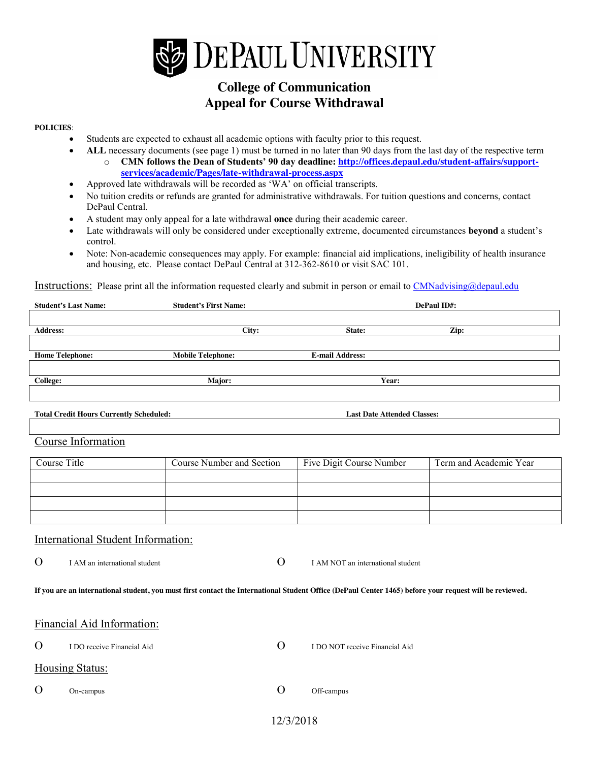# DePaul University

## College of Communication
## Appeal for Course Withdrawal

**POLICIES**:

- Students are expected to exhaust all academic options with faculty prior to this request.
- **ALL** necessary documents (see page 1) must be turned in no later than 90 days from the last day of the respective term
  - **CMN follows the Dean of Students' 90 day deadline: [http://offices.depaul.edu/student-affairs/support-services/academic/Pages/late-withdrawal-process.aspx](http://offices.depaul.edu/student-affairs/support-services/academic/Pages/late-withdrawal-process.aspx)**
- Approved late withdrawals will be recorded as 'WA' on official transcripts.
- No tuition credits or refunds are granted for administrative withdrawals. For tuition questions and concerns, contact DePaul Central.
- A student may only appeal for a late withdrawal **once** during their academic career.
- Late withdrawals will only be considered under exceptionally extreme, documented circumstances **beyond** a student's control.
- Note: Non-academic consequences may apply. For example: financial aid implications, ineligibility of health insurance and housing, etc. Please contact DePaul Central at 312-362-8610 or visit SAC 101.

Instructions: Please print all the information requested clearly and submit in person or email to [CMNadvising@depaul.edu](mailto:CMNadvising@depaul.edu)

| **Student's Last Name:** | **Student's First Name:** | **DePaul ID#:** | |
|---|---|---|---|
| | | | |
| **Address:** | **City:** | **State:** | **Zip:** |
| | | | |
| **Home Telephone:** | **Mobile Telephone:** | **E-mail Address:** | |
| | | | |
| **College:** | **Major:** | **Year:** | |
| | | | |

| **Total Credit Hours Currently Scheduled:** | **Last Date Attended Classes:** |
|---|---|
| | |

## Course Information

| Course Title | Course Number and Section | Five Digit Course Number | Term and Academic Year |
|---|---|---|---|
| | | | |
| | | | |
| | | | |
| | | | |

## International Student Information:

O I AM an international student    O I AM NOT an international student

**If you are an international student, you must first contact the International Student Office (DePaul Center 1465) before your request will be reviewed.**

## Financial Aid Information:

O I DO receive Financial Aid    O I DO NOT receive Financial Aid

## Housing Status:

O On-campus    O Off-campus

12/3/2018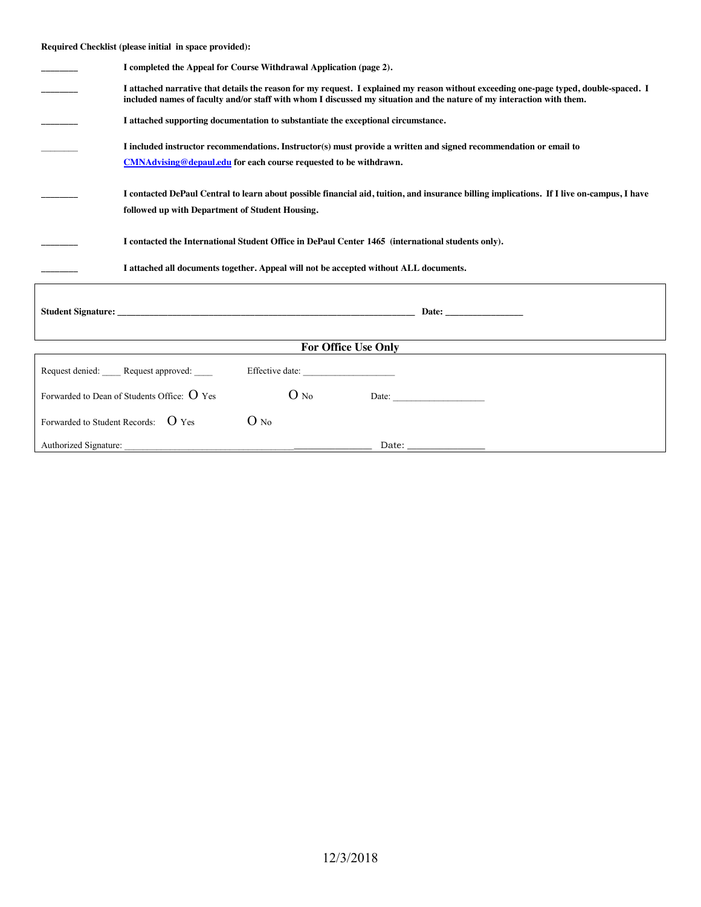**Required Checklist (please initial in space provided):**

________ **I completed the Appeal for Course Withdrawal Application (page 2).**

________ **I attached narrative that details the reason for my request. I explained my reason without exceeding one-page typed, double-spaced. I included names of faculty and/or staff with whom I discussed my situation and the nature of my interaction with them.**

________ **I attached supporting documentation to substantiate the exceptional circumstance.**

________ **I included instructor recommendations. Instructor(s) must provide a written and signed recommendation or email to [CMNAdvising@depaul.edu](mailto:CMNAdvising@depaul.edu) for each course requested to be withdrawn.**

________ **I contacted DePaul Central to learn about possible financial aid, tuition, and insurance billing implications. If I live on-campus, I have followed up with Department of Student Housing.**

________ **I contacted the International Student Office in DePaul Center 1465 (international students only).**

________ **I attached all documents together. Appeal will not be accepted without ALL documents.**

**Student Signature:** ________________________________________________ **Date:** ________________

## For Office Use Only

Request denied: ____ Request approved: ____ Effective date: ___________________

Forwarded to Dean of Students Office: O Yes O No Date: ___________________

Forwarded to Student Records: O Yes O No

Authorized Signature: ________________________________________________ Date: _______________

12/3/2018